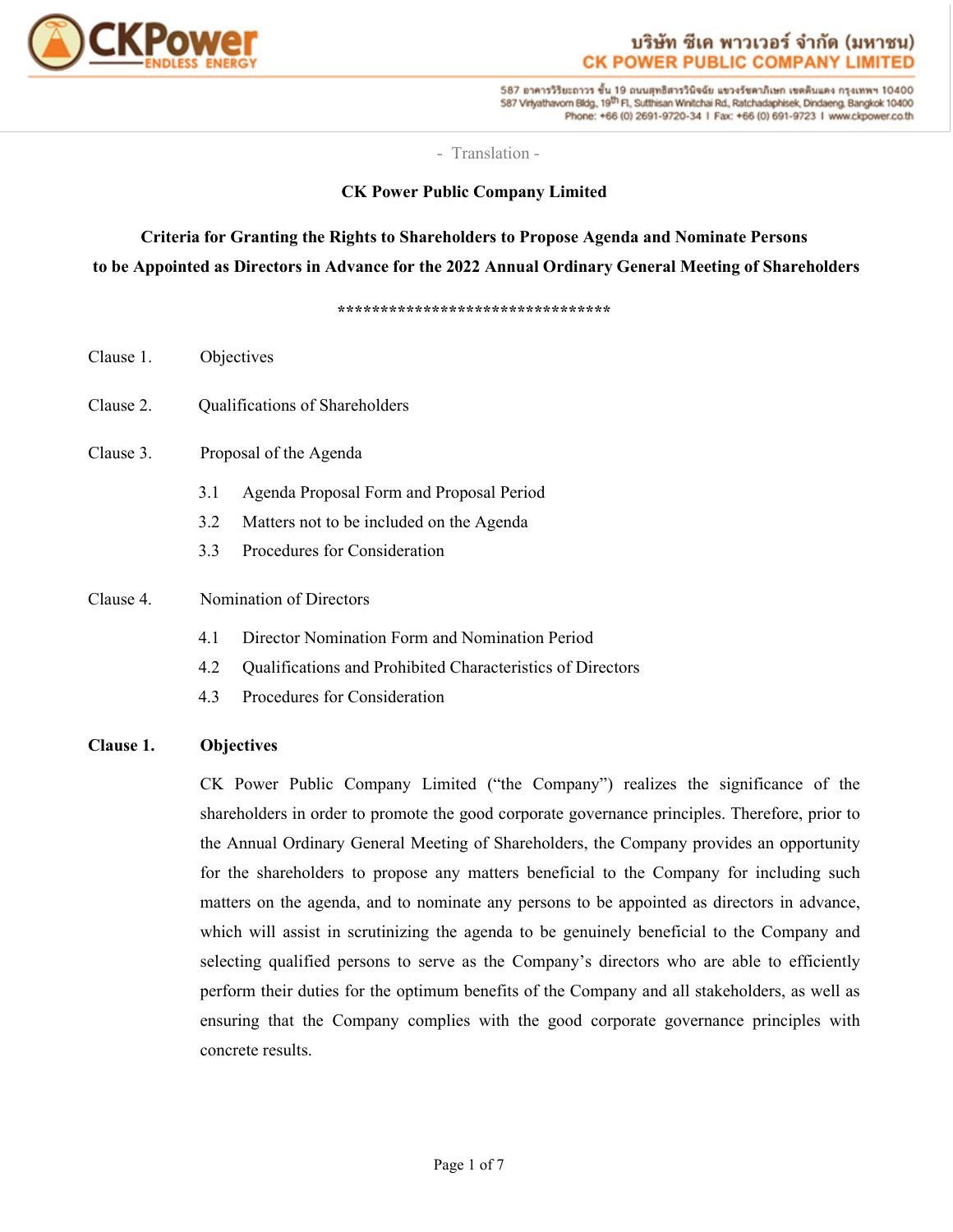- Translation -

**CK Power Public Company Limited**

**Criteria for Granting the Rights to Shareholders to Propose Agenda and Nominate Persons to be Appointed as Directors in Advance for the 2022 Annual Ordinary General Meeting of Shareholders**

*********************************

Clause 1. Objectives

Clause 2. Qualifications of Shareholders

Clause 3. Proposal of the Agenda

- 3.1 Agenda Proposal Form and Proposal Period
- 3.2 Matters not to be included on the Agenda
- 3.3 Procedures for Consideration

Clause 4. Nomination of Directors

- 4.1 Director Nomination Form and Nomination Period
- 4.2 Qualifications and Prohibited Characteristics of Directors
- 4.3 Procedures for Consideration

**Clause 1. Objectives**

CK Power Public Company Limited ("the Company") realizes the significance of the shareholders in order to promote the good corporate governance principles. Therefore, prior to the Annual Ordinary General Meeting of Shareholders, the Company provides an opportunity for the shareholders to propose any matters beneficial to the Company for including such matters on the agenda, and to nominate any persons to be appointed as directors in advance, which will assist in scrutinizing the agenda to be genuinely beneficial to the Company and selecting qualified persons to serve as the Company's directors who are able to efficiently perform their duties for the optimum benefits of the Company and all stakeholders, as well as ensuring that the Company complies with the good corporate governance principles with concrete results.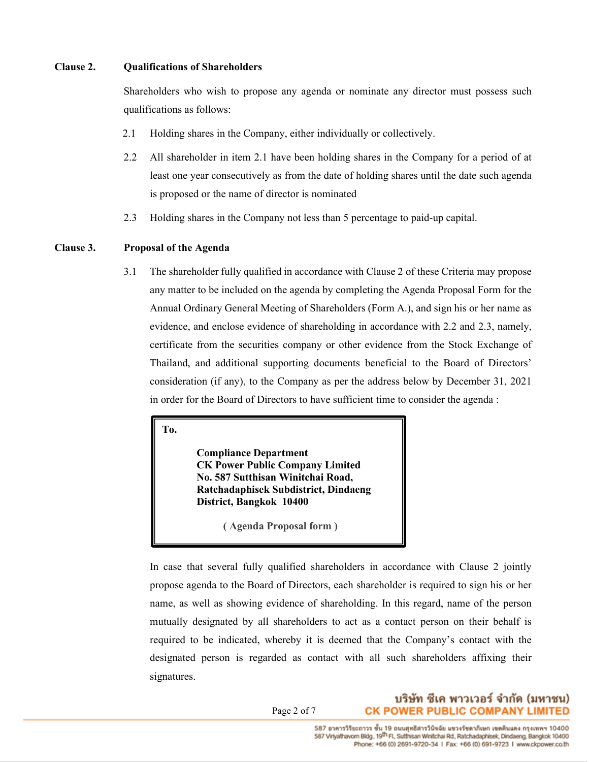**Clause 2. Qualifications of Shareholders**

Shareholders who wish to propose any agenda or nominate any director must possess such qualifications as follows:

2.1 Holding shares in the Company, either individually or collectively.

2.2 All shareholder in item 2.1 have been holding shares in the Company for a period of at least one year consecutively as from the date of holding shares until the date such agenda is proposed or the name of director is nominated

2.3 Holding shares in the Company not less than 5 percentage to paid-up capital.

**Clause 3. Proposal of the Agenda**

3.1 The shareholder fully qualified in accordance with Clause 2 of these Criteria may propose any matter to be included on the agenda by completing the Agenda Proposal Form for the Annual Ordinary General Meeting of Shareholders (Form A.), and sign his or her name as evidence, and enclose evidence of shareholding in accordance with 2.2 and 2.3, namely, certificate from the securities company or other evidence from the Stock Exchange of Thailand, and additional supporting documents beneficial to the Board of Directors' consideration (if any), to the Company as per the address below by December 31, 2021 in order for the Board of Directors to have sufficient time to consider the agenda :

> **To.**
>
> **Compliance Department**
> **CK Power Public Company Limited**
> **No. 587 Sutthisan Winitchai Road,**
> **Ratchadaphisek Subdistrict, Dindaeng**
> **District, Bangkok 10400**
>
> **( Agenda Proposal form )**

In case that several fully qualified shareholders in accordance with Clause 2 jointly propose agenda to the Board of Directors, each shareholder is required to sign his or her name, as well as showing evidence of shareholding. In this regard, name of the person mutually designated by all shareholders to act as a contact person on their behalf is required to be indicated, whereby it is deemed that the Company's contact with the designated person is regarded as contact with all such shareholders affixing their signatures.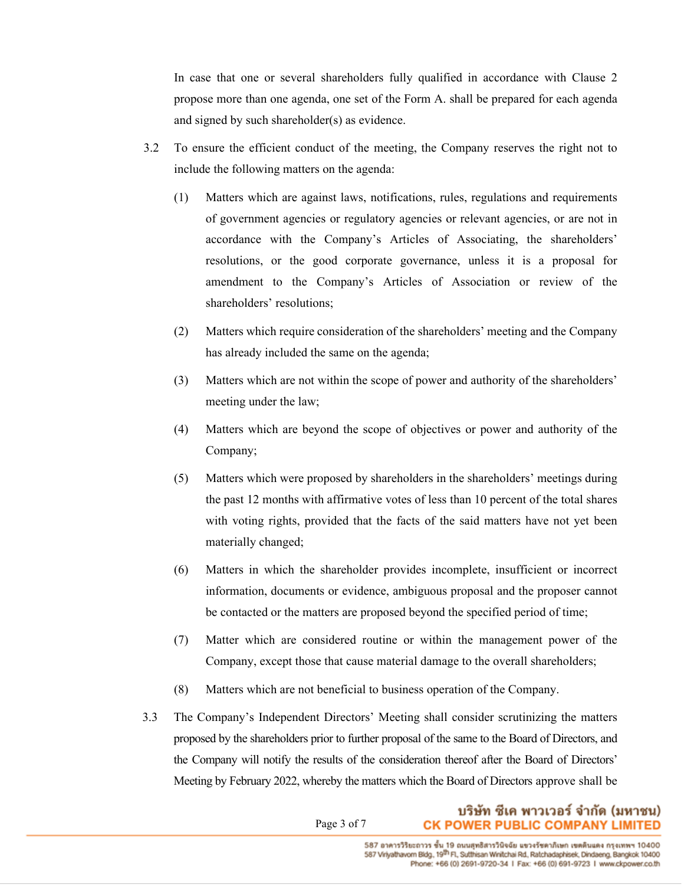In case that one or several shareholders fully qualified in accordance with Clause 2 propose more than one agenda, one set of the Form A. shall be prepared for each agenda and signed by such shareholder(s) as evidence.

3.2 To ensure the efficient conduct of the meeting, the Company reserves the right not to include the following matters on the agenda:

(1) Matters which are against laws, notifications, rules, regulations and requirements of government agencies or regulatory agencies or relevant agencies, or are not in accordance with the Company's Articles of Associating, the shareholders' resolutions, or the good corporate governance, unless it is a proposal for amendment to the Company's Articles of Association or review of the shareholders' resolutions;

(2) Matters which require consideration of the shareholders' meeting and the Company has already included the same on the agenda;

(3) Matters which are not within the scope of power and authority of the shareholders' meeting under the law;

(4) Matters which are beyond the scope of objectives or power and authority of the Company;

(5) Matters which were proposed by shareholders in the shareholders' meetings during the past 12 months with affirmative votes of less than 10 percent of the total shares with voting rights, provided that the facts of the said matters have not yet been materially changed;

(6) Matters in which the shareholder provides incomplete, insufficient or incorrect information, documents or evidence, ambiguous proposal and the proposer cannot be contacted or the matters are proposed beyond the specified period of time;

(7) Matter which are considered routine or within the management power of the Company, except those that cause material damage to the overall shareholders;

(8) Matters which are not beneficial to business operation of the Company.

3.3 The Company's Independent Directors' Meeting shall consider scrutinizing the matters proposed by the shareholders prior to further proposal of the same to the Board of Directors, and the Company will notify the results of the consideration thereof after the Board of Directors' Meeting by February 2022, whereby the matters which the Board of Directors approve shall be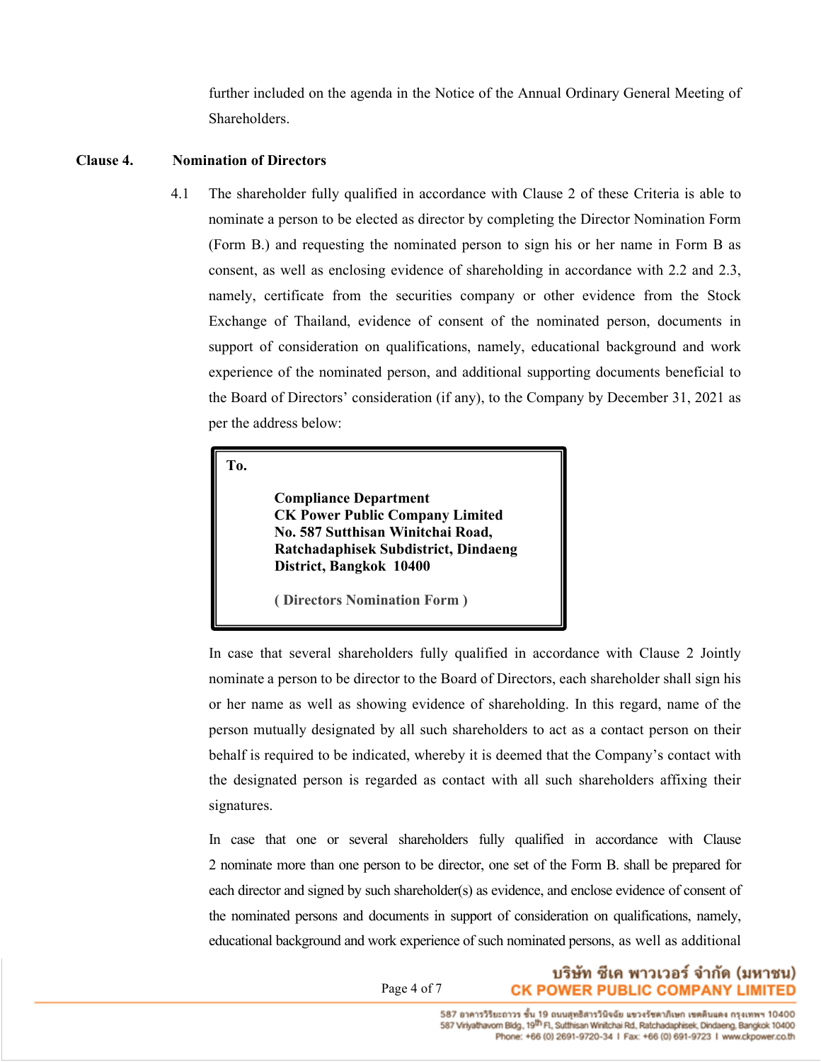further included on the agenda in the Notice of the Annual Ordinary General Meeting of Shareholders.

**Clause 4. Nomination of Directors**

4.1 The shareholder fully qualified in accordance with Clause 2 of these Criteria is able to nominate a person to be elected as director by completing the Director Nomination Form (Form B.) and requesting the nominated person to sign his or her name in Form B as consent, as well as enclosing evidence of shareholding in accordance with 2.2 and 2.3, namely, certificate from the securities company or other evidence from the Stock Exchange of Thailand, evidence of consent of the nominated person, documents in support of consideration on qualifications, namely, educational background and work experience of the nominated person, and additional supporting documents beneficial to the Board of Directors' consideration (if any), to the Company by December 31, 2021 as per the address below:

> **To.**
>
> **Compliance Department**
> **CK Power Public Company Limited**
> **No. 587 Sutthisan Winitchai Road,**
> **Ratchadaphisek Subdistrict, Dindaeng District, Bangkok 10400**
>
> **( Directors Nomination Form )**

In case that several shareholders fully qualified in accordance with Clause 2 Jointly nominate a person to be director to the Board of Directors, each shareholder shall sign his or her name as well as showing evidence of shareholding. In this regard, name of the person mutually designated by all such shareholders to act as a contact person on their behalf is required to be indicated, whereby it is deemed that the Company's contact with the designated person is regarded as contact with all such shareholders affixing their signatures.

In case that one or several shareholders fully qualified in accordance with Clause 2 nominate more than one person to be director, one set of the Form B. shall be prepared for each director and signed by such shareholder(s) as evidence, and enclose evidence of consent of the nominated persons and documents in support of consideration on qualifications, namely, educational background and work experience of such nominated persons, as well as additional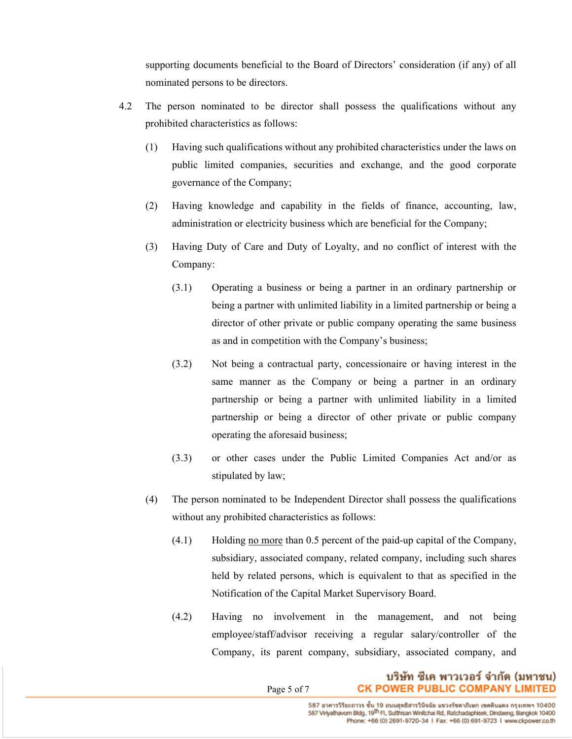supporting documents beneficial to the Board of Directors' consideration (if any) of all nominated persons to be directors.

4.2 The person nominated to be director shall possess the qualifications without any prohibited characteristics as follows:

(1) Having such qualifications without any prohibited characteristics under the laws on public limited companies, securities and exchange, and the good corporate governance of the Company;

(2) Having knowledge and capability in the fields of finance, accounting, law, administration or electricity business which are beneficial for the Company;

(3) Having Duty of Care and Duty of Loyalty, and no conflict of interest with the Company:

(3.1) Operating a business or being a partner in an ordinary partnership or being a partner with unlimited liability in a limited partnership or being a director of other private or public company operating the same business as and in competition with the Company's business;

(3.2) Not being a contractual party, concessionaire or having interest in the same manner as the Company or being a partner in an ordinary partnership or being a partner with unlimited liability in a limited partnership or being a director of other private or public company operating the aforesaid business;

(3.3) or other cases under the Public Limited Companies Act and/or as stipulated by law;

(4) The person nominated to be Independent Director shall possess the qualifications without any prohibited characteristics as follows:

(4.1) Holding <u>no more</u> than 0.5 percent of the paid-up capital of the Company, subsidiary, associated company, related company, including such shares held by related persons, which is equivalent to that as specified in the Notification of the Capital Market Supervisory Board.

(4.2) Having no involvement in the management, and not being employee/staff/advisor receiving a regular salary/controller of the Company, its parent company, subsidiary, associated company, and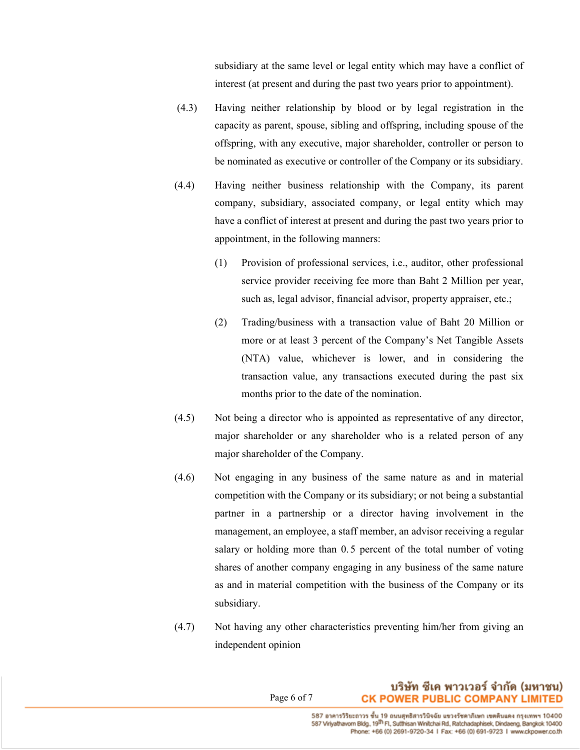subsidiary at the same level or legal entity which may have a conflict of interest (at present and during the past two years prior to appointment).

(4.3) Having neither relationship by blood or by legal registration in the capacity as parent, spouse, sibling and offspring, including spouse of the offspring, with any executive, major shareholder, controller or person to be nominated as executive or controller of the Company or its subsidiary.

(4.4) Having neither business relationship with the Company, its parent company, subsidiary, associated company, or legal entity which may have a conflict of interest at present and during the past two years prior to appointment, in the following manners:

(1) Provision of professional services, i.e., auditor, other professional service provider receiving fee more than Baht 2 Million per year, such as, legal advisor, financial advisor, property appraiser, etc.;

(2) Trading/business with a transaction value of Baht 20 Million or more or at least 3 percent of the Company's Net Tangible Assets (NTA) value, whichever is lower, and in considering the transaction value, any transactions executed during the past six months prior to the date of the nomination.

(4.5) Not being a director who is appointed as representative of any director, major shareholder or any shareholder who is a related person of any major shareholder of the Company.

(4.6) Not engaging in any business of the same nature as and in material competition with the Company or its subsidiary; or not being a substantial partner in a partnership or a director having involvement in the management, an employee, a staff member, an advisor receiving a regular salary or holding more than 0.5 percent of the total number of voting shares of another company engaging in any business of the same nature as and in material competition with the business of the Company or its subsidiary.

(4.7) Not having any other characteristics preventing him/her from giving an independent opinion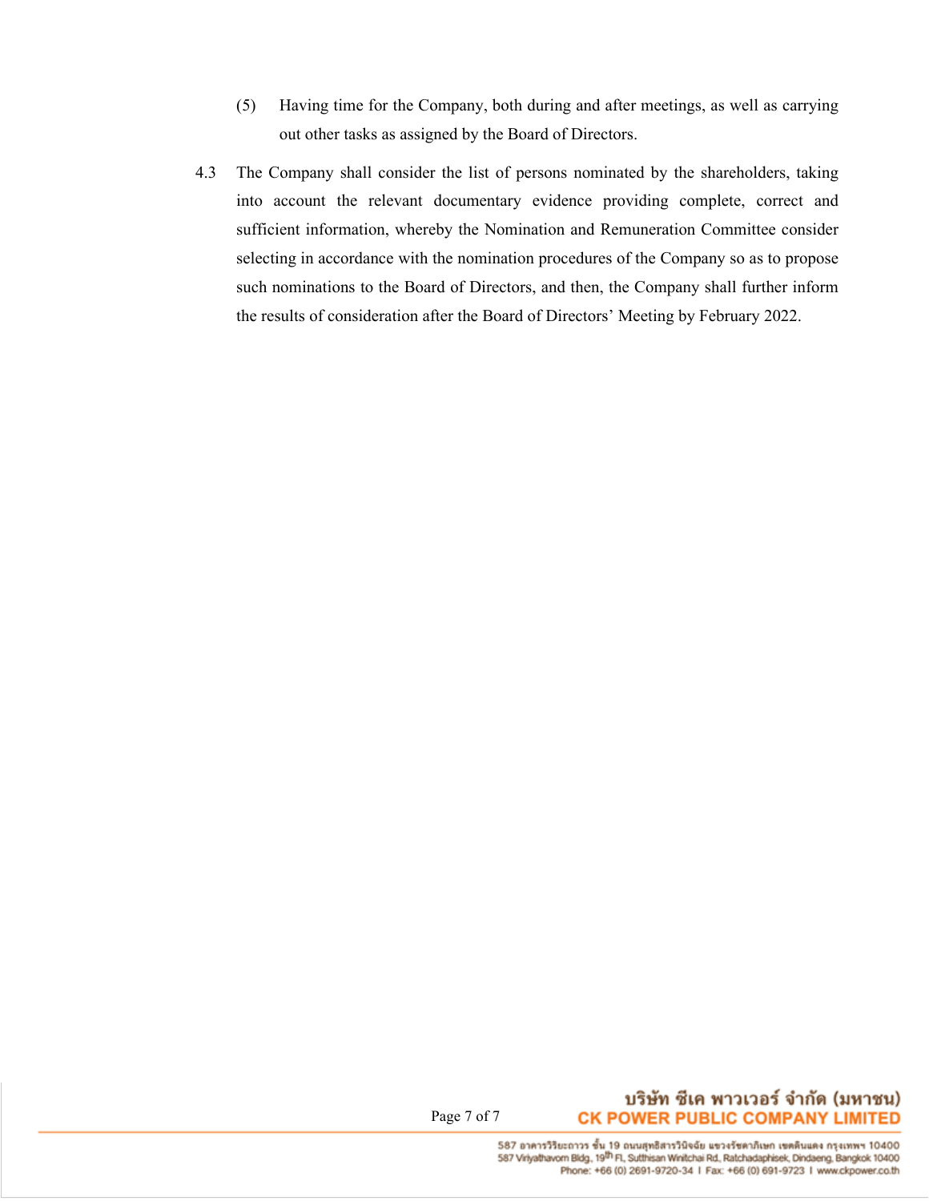(5) Having time for the Company, both during and after meetings, as well as carrying out other tasks as assigned by the Board of Directors.

4.3 The Company shall consider the list of persons nominated by the shareholders, taking into account the relevant documentary evidence providing complete, correct and sufficient information, whereby the Nomination and Remuneration Committee consider selecting in accordance with the nomination procedures of the Company so as to propose such nominations to the Board of Directors, and then, the Company shall further inform the results of consideration after the Board of Directors' Meeting by February 2022.